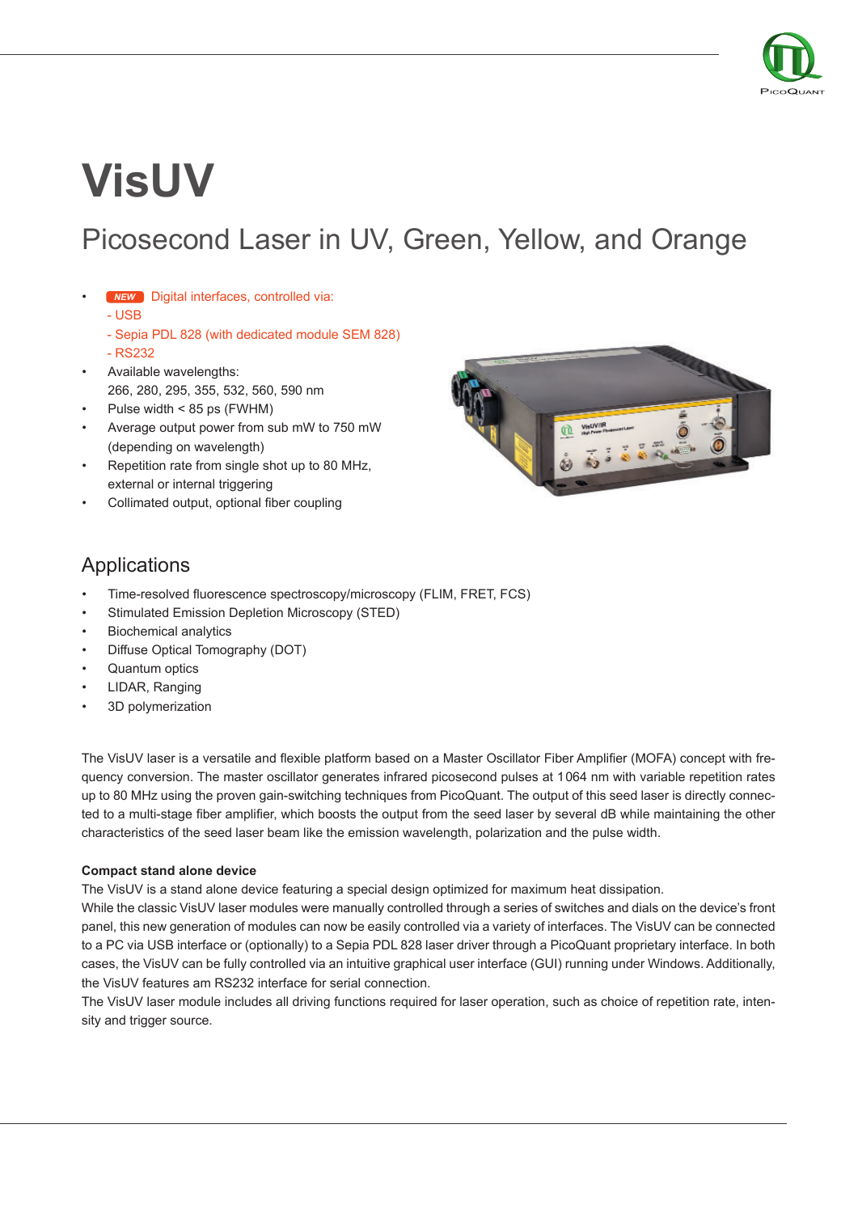# VisUV

## Picosecond Laser in UV, Green, Yellow, and Orange

- NEW Digital interfaces, controlled via:
  - USB
  - Sepia PDL 828 (with dedicated module SEM 828)
  - RS232
- Available wavelengths:
  266, 280, 295, 355, 532, 560, 590 nm
- Pulse width < 85 ps (FWHM)
- Average output power from sub mW to 750 mW (depending on wavelength)
- Repetition rate from single shot up to 80 MHz, external or internal triggering
- Collimated output, optional fiber coupling

## Applications

- Time-resolved fluorescence spectroscopy/microscopy (FLIM, FRET, FCS)
- Stimulated Emission Depletion Microscopy (STED)
- Biochemical analytics
- Diffuse Optical Tomography (DOT)
- Quantum optics
- LIDAR, Ranging
- 3D polymerization

The VisUV laser is a versatile and flexible platform based on a Master Oscillator Fiber Amplifier (MOFA) concept with frequency conversion. The master oscillator generates infrared picosecond pulses at 1064 nm with variable repetition rates up to 80 MHz using the proven gain-switching techniques from PicoQuant. The output of this seed laser is directly connected to a multi-stage fiber amplifier, which boosts the output from the seed laser by several dB while maintaining the other characteristics of the seed laser beam like the emission wavelength, polarization and the pulse width.

**Compact stand alone device**

The VisUV is a stand alone device featuring a special design optimized for maximum heat dissipation.
While the classic VisUV laser modules were manually controlled through a series of switches and dials on the device's front panel, this new generation of modules can now be easily controlled via a variety of interfaces. The VisUV can be connected to a PC via USB interface or (optionally) to a Sepia PDL 828 laser driver through a PicoQuant proprietary interface. In both cases, the VisUV can be fully controlled via an intuitive graphical user interface (GUI) running under Windows. Additionally, the VisUV features am RS232 interface for serial connection.
The VisUV laser module includes all driving functions required for laser operation, such as choice of repetition rate, intensity and trigger source.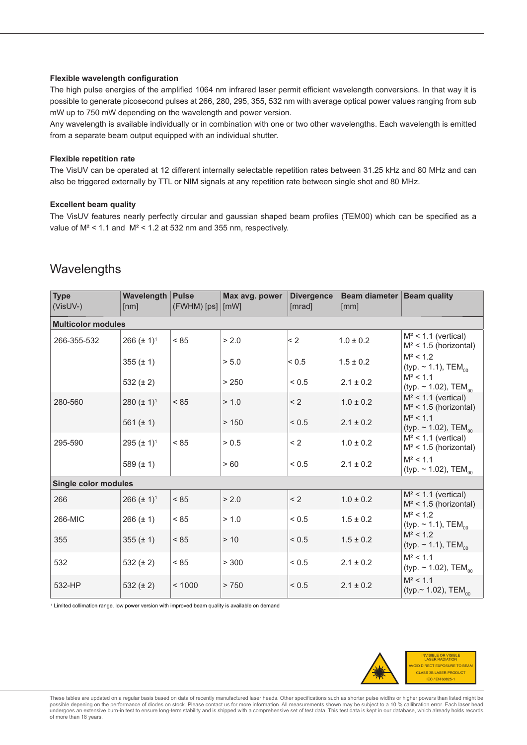**Flexible wavelength configuration**

The high pulse energies of the amplified 1064 nm infrared laser permit efficient wavelength conversions. In that way it is possible to generate picosecond pulses at 266, 280, 295, 355, 532 nm with average optical power values ranging from sub mW up to 750 mW depending on the wavelength and power version.

Any wavelength is available individually or in combination with one or two other wavelengths. Each wavelength is emitted from a separate beam output equipped with an individual shutter.

**Flexible repetition rate**

The VisUV can be operated at 12 different internally selectable repetition rates between 31.25 kHz and 80 MHz and can also be triggered externally by TTL or NIM signals at any repetition rate between single shot and 80 MHz.

**Excellent beam quality**

The VisUV features nearly perfectly circular and gaussian shaped beam profiles (TEM00) which can be specified as a value of M² < 1.1 and M² < 1.2 at 532 nm and 355 nm, respectively.

# Wavelengths

| Type (VisUV-) | Wavelength [nm] | Pulse (FWHM) [ps] | Max avg. power [mW] | Divergence [mrad] | Beam diameter [mm] | Beam quality |
|---|---|---|---|---|---|---|
| **Multicolor modules** | | | | | | |
| 266-355-532 | 266 (± 1)[1] | < 85 | > 2.0 | < 2 | 1.0 ± 0.2 | M² < 1.1 (vertical) M² < 1.5 (horizontal) |
| | 355 (± 1) | | > 5.0 | < 0.5 | 1.5 ± 0.2 | M² < 1.2 (typ. ~ 1.1), $TEM_{00}$ |
| | 532 (± 2) | | > 250 | < 0.5 | 2.1 ± 0.2 | M² < 1.1 (typ. ~ 1.02), $TEM_{00}$ |
| 280-560 | 280 (± 1)[1] | < 85 | > 1.0 | < 2 | 1.0 ± 0.2 | M² < 1.1 (vertical) M² < 1.5 (horizontal) |
| | 561 (± 1) | | > 150 | < 0.5 | 2.1 ± 0.2 | M² < 1.1 (typ. ~ 1.02), $TEM_{00}$ |
| 295-590 | 295 (± 1)[1] | < 85 | > 0.5 | < 2 | 1.0 ± 0.2 | M² < 1.1 (vertical) M² < 1.5 (horizontal) |
| | 589 (± 1) | | > 60 | < 0.5 | 2.1 ± 0.2 | M² < 1.1 (typ. ~ 1.02), $TEM_{00}$ |
| **Single color modules** | | | | | | |
| 266 | 266 (± 1)[1] | < 85 | > 2.0 | < 2 | 1.0 ± 0.2 | M² < 1.1 (vertical) M² < 1.5 (horizontal) |
| 266-MIC | 266 (± 1) | < 85 | > 1.0 | < 0.5 | 1.5 ± 0.2 | M² < 1.2 (typ. ~ 1.1), $TEM_{00}$ |
| 355 | 355 (± 1) | < 85 | > 10 | < 0.5 | 1.5 ± 0.2 | M² < 1.2 (typ. ~ 1.1), $TEM_{00}$ |
| 532 | 532 (± 2) | < 85 | > 300 | < 0.5 | 2.1 ± 0.2 | M² < 1.1 (typ. ~ 1.02), $TEM_{00}$ |
| 532-HP | 532 (± 2) | < 1000 | > 750 | < 0.5 | 2.1 ± 0.2 | M² < 1.1 (typ.~ 1.02), $TEM_{00}$ |

[1] Limited collimation range. low power version with improved beam quality is available on demand

INVISIBLE OR VISIBLE LASER RADIATION
AVOID DIRECT EXPOSURE TO BEAM
CLASS 3B LASER PRODUCT
IEC / EN 60825-1

These tables are updated on a regular basis based on data of recently manufactured laser heads. Other specifications such as shorter pulse widths or higher powers than listed might be possible depening on the performance of diodes on stock. Please contact us for more information. All measurements shown may be subject to a 10 % callibration error. Each laser head undergoes an extensive burn-in test to ensure long-term stability and is shipped with a comprehensive set of test data. This test data is kept in our database, which already holds records of more than 18 years.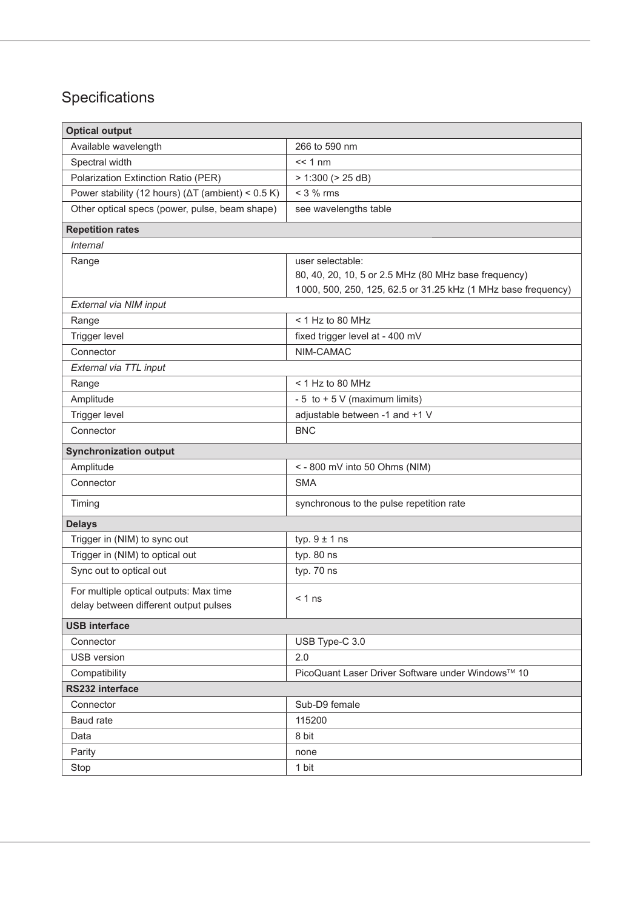## Specifications

| Optical output | |
|---|---|
| Available wavelength | 266 to 590 nm |
| Spectral width | << 1 nm |
| Polarization Extinction Ratio (PER) | > 1:300 (> 25 dB) |
| Power stability (12 hours) (ΔT (ambient) < 0.5 K) | < 3 % rms |
| Other optical specs (power, pulse, beam shape) | see wavelengths table |
| **Repetition rates** | |
| *Internal* | |
| Range | user selectable:<br>80, 40, 20, 10, 5 or 2.5 MHz (80 MHz base frequency)<br>1000, 500, 250, 125, 62.5 or 31.25 kHz (1 MHz base frequency) |
| *External via NIM input* | |
| Range | < 1 Hz to 80 MHz |
| Trigger level | fixed trigger level at - 400 mV |
| Connector | NIM-CAMAC |
| *External via TTL input* | |
| Range | < 1 Hz to 80 MHz |
| Amplitude | - 5 to + 5 V (maximum limits) |
| Trigger level | adjustable between -1 and +1 V |
| Connector | BNC |
| **Synchronization output** | |
| Amplitude | < - 800 mV into 50 Ohms (NIM) |
| Connector | SMA |
| Timing | synchronous to the pulse repetition rate |
| **Delays** | |
| Trigger in (NIM) to sync out | typ. 9 ± 1 ns |
| Trigger in (NIM) to optical out | typ. 80 ns |
| Sync out to optical out | typ. 70 ns |
| For multiple optical outputs: Max time delay between different output pulses | < 1 ns |
| **USB interface** | |
| Connector | USB Type-C 3.0 |
| USB version | 2.0 |
| Compatibility | PicoQuant Laser Driver Software under Windows™ 10 |
| **RS232 interface** | |
| Connector | Sub-D9 female |
| Baud rate | 115200 |
| Data | 8 bit |
| Parity | none |
| Stop | 1 bit |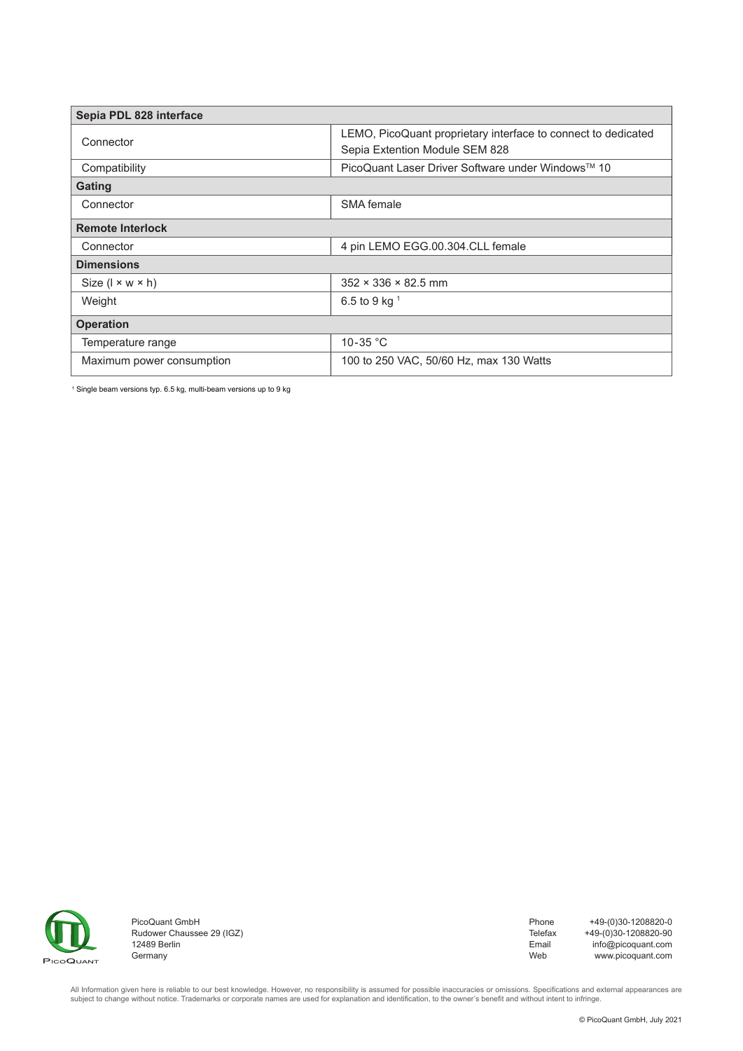| | |
|---|---|
| **Sepia PDL 828 interface** | |
| Connector | LEMO, PicoQuant proprietary interface to connect to dedicated Sepia Extention Module SEM 828 |
| Compatibility | PicoQuant Laser Driver Software under Windows™ 10 |
| **Gating** | |
| Connector | SMA female |
| **Remote Interlock** | |
| Connector | 4 pin LEMO EGG.00.304.CLL female |
| **Dimensions** | |
| Size (l × w × h) | 352 × 336 × 82.5 mm |
| Weight | 6.5 to 9 kg [1] |
| **Operation** | |
| Temperature range | 10-35 °C |
| Maximum power consumption | 100 to 250 VAC, 50/60 Hz, max 130 Watts |

[1] Single beam versions typ. 6.5 kg, multi-beam versions up to 9 kg

PicoQuant GmbH
Rudower Chaussee 29 (IGZ)
12489 Berlin
Germany

Phone +49-(0)30-1208820-0
Telefax +49-(0)30-1208820-90
Email info@picoquant.com
Web www.picoquant.com

All Information given here is reliable to our best knowledge. However, no responsibility is assumed for possible inaccuracies or omissions. Specifications and external appearances are subject to change without notice. Trademarks or corporate names are used for explanation and identification, to the owner's benefit and without intent to infringe.

© PicoQuant GmbH, July 2021